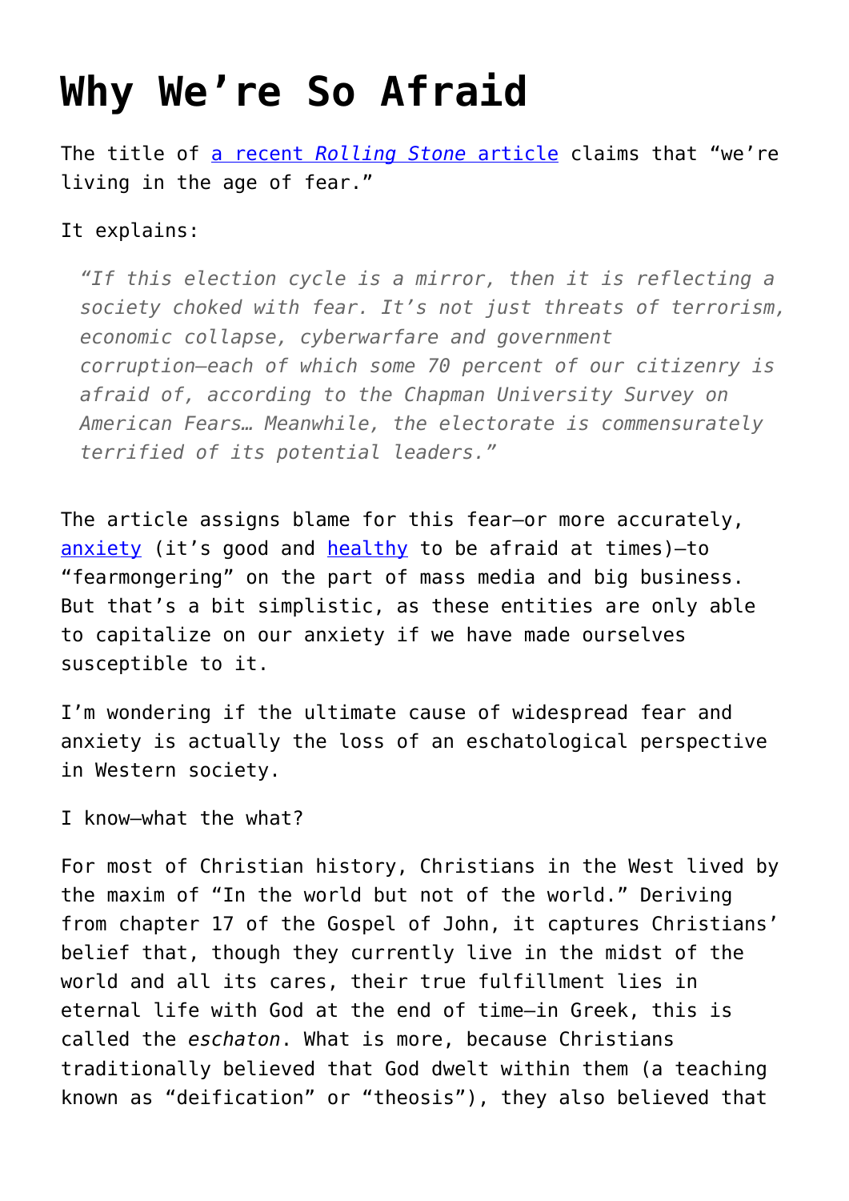# Why We're So Afraid

The title of [a recent *Rolling Stone* article]() claims that "we're living in the age of fear."

It explains:

> *"If this election cycle is a mirror, then it is reflecting a society choked with fear. It's not just threats of terrorism, economic collapse, cyberwarfare and government corruption—each of which some 70 percent of our citizenry is afraid of, according to the Chapman University Survey on American Fears… Meanwhile, the electorate is commensurately terrified of its potential leaders."*

The article assigns blame for this fear—or more accurately, [anxiety]() (it's good and [healthy]() to be afraid at times)—to "fearmongering" on the part of mass media and big business. But that's a bit simplistic, as these entities are only able to capitalize on our anxiety if we have made ourselves susceptible to it.

I'm wondering if the ultimate cause of widespread fear and anxiety is actually the loss of an eschatological perspective in Western society.

I know—what the what?

For most of Christian history, Christians in the West lived by the maxim of "In the world but not of the world." Deriving from chapter 17 of the Gospel of John, it captures Christians' belief that, though they currently live in the midst of the world and all its cares, their true fulfillment lies in eternal life with God at the end of time—in Greek, this is called the *eschaton*. What is more, because Christians traditionally believed that God dwelt within them (a teaching known as "deification" or "theosis"), they also believed that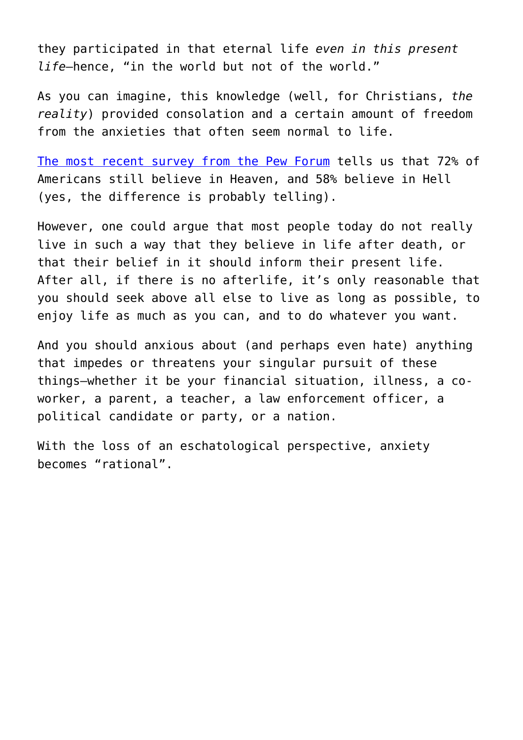they participated in that eternal life *even in this present life*—hence, "in the world but not of the world."

As you can imagine, this knowledge (well, for Christians, *the reality*) provided consolation and a certain amount of freedom from the anxieties that often seem normal to life.

[The most recent survey from the Pew Forum] tells us that 72% of Americans still believe in Heaven, and 58% believe in Hell (yes, the difference is probably telling).

However, one could argue that most people today do not really live in such a way that they believe in life after death, or that their belief in it should inform their present life. After all, if there is no afterlife, it's only reasonable that you should seek above all else to live as long as possible, to enjoy life as much as you can, and to do whatever you want.

And you should anxious about (and perhaps even hate) anything that impedes or threatens your singular pursuit of these things—whether it be your financial situation, illness, a co-worker, a parent, a teacher, a law enforcement officer, a political candidate or party, or a nation.

With the loss of an eschatological perspective, anxiety becomes "rational".